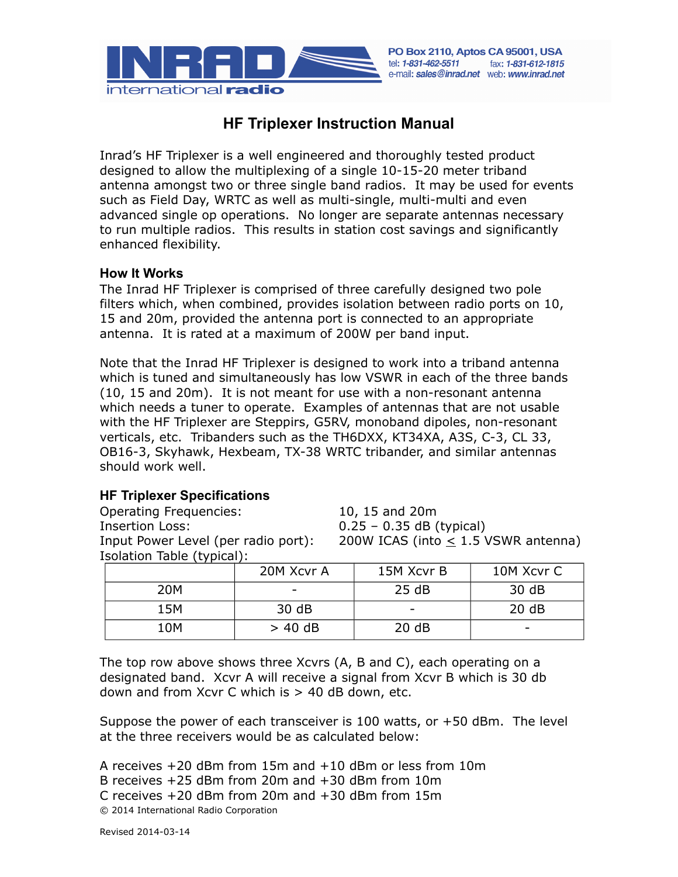INRAD international radio

PO Box 2110, Aptos CA 95001, USA
tel: 1-831-462-5511 fax: 1-831-612-1815
e-mail: sales@inrad.net web: www.inrad.net

# HF Triplexer Instruction Manual

Inrad's HF Triplexer is a well engineered and thoroughly tested product designed to allow the multiplexing of a single 10-15-20 meter triband antenna amongst two or three single band radios. It may be used for events such as Field Day, WRTC as well as multi-single, multi-multi and even advanced single op operations. No longer are separate antennas necessary to run multiple radios. This results in station cost savings and significantly enhanced flexibility.

### How It Works

The Inrad HF Triplexer is comprised of three carefully designed two pole filters which, when combined, provides isolation between radio ports on 10, 15 and 20m, provided the antenna port is connected to an appropriate antenna. It is rated at a maximum of 200W per band input.

Note that the Inrad HF Triplexer is designed to work into a triband antenna which is tuned and simultaneously has low VSWR in each of the three bands (10, 15 and 20m). It is not meant for use with a non-resonant antenna which needs a tuner to operate. Examples of antennas that are not usable with the HF Triplexer are Steppirs, G5RV, monoband dipoles, non-resonant verticals, etc. Tribanders such as the TH6DXX, KT34XA, A3S, C-3, CL 33, OB16-3, Skyhawk, Hexbeam, TX-38 WRTC tribander, and similar antennas should work well.

### HF Triplexer Specifications

Operating Frequencies: 10, 15 and 20m
Insertion Loss: 0.25 – 0.35 dB (typical)
Input Power Level (per radio port): 200W ICAS (into ≤ 1.5 VSWR antenna)
Isolation Table (typical):

| | 20M Xcvr A | 15M Xcvr B | 10M Xcvr C |
|---|---|---|---|
| 20M | - | 25 dB | 30 dB |
| 15M | 30 dB | - | 20 dB |
| 10M | > 40 dB | 20 dB | - |

The top row above shows three Xcvrs (A, B and C), each operating on a designated band. Xcvr A will receive a signal from Xcvr B which is 30 db down and from Xcvr C which is > 40 dB down, etc.

Suppose the power of each transceiver is 100 watts, or +50 dBm. The level at the three receivers would be as calculated below:

A receives +20 dBm from 15m and +10 dBm or less from 10m
B receives +25 dBm from 20m and +30 dBm from 10m
C receives +20 dBm from 20m and +30 dBm from 15m

© 2014 International Radio Corporation

Revised 2014-03-14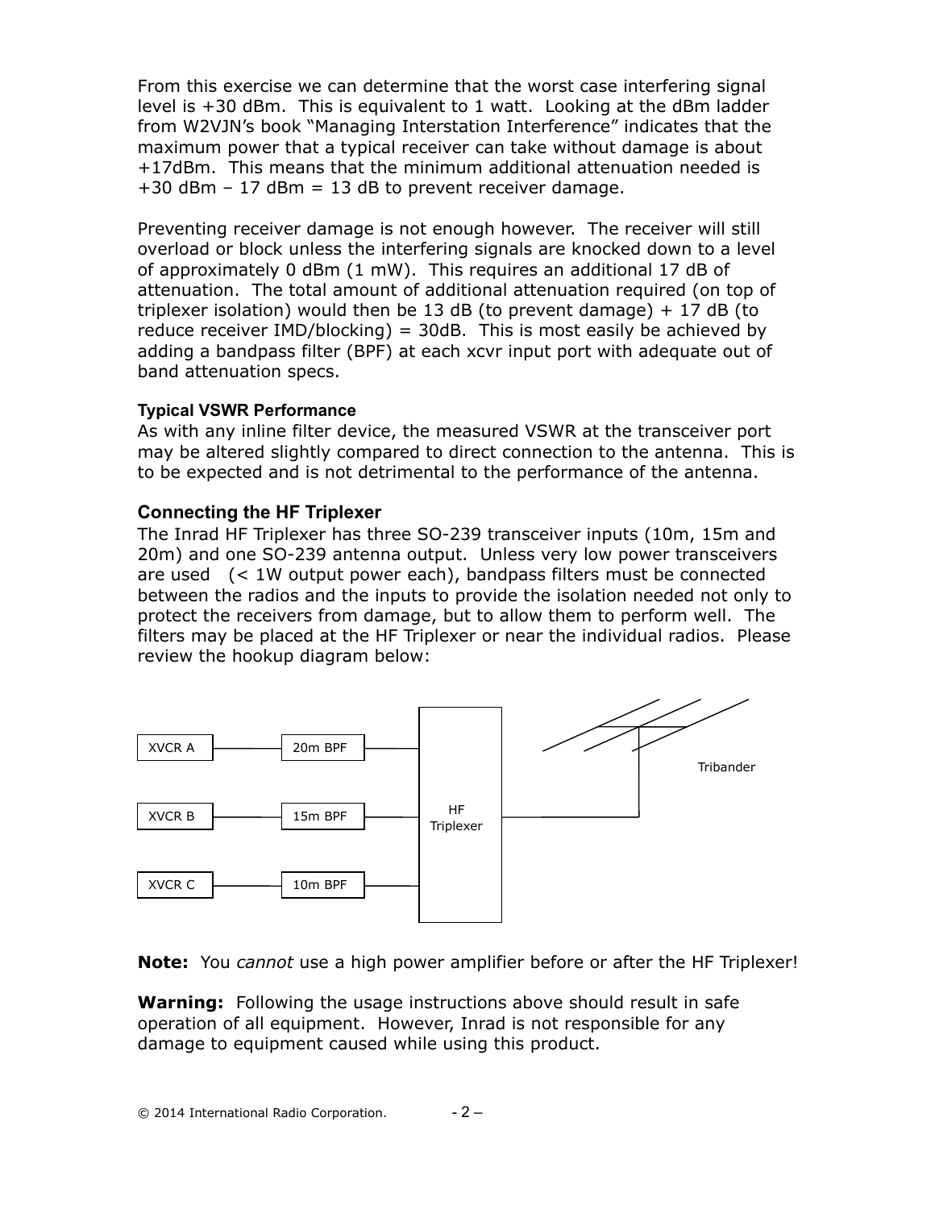From this exercise we can determine that the worst case interfering signal level is +30 dBm. This is equivalent to 1 watt. Looking at the dBm ladder from W2VJN's book "Managing Interstation Interference" indicates that the maximum power that a typical receiver can take without damage is about +17dBm. This means that the minimum additional attenuation needed is +30 dBm – 17 dBm = 13 dB to prevent receiver damage.

Preventing receiver damage is not enough however. The receiver will still overload or block unless the interfering signals are knocked down to a level of approximately 0 dBm (1 mW). This requires an additional 17 dB of attenuation. The total amount of additional attenuation required (on top of triplexer isolation) would then be 13 dB (to prevent damage) + 17 dB (to reduce receiver IMD/blocking) = 30dB. This is most easily be achieved by adding a bandpass filter (BPF) at each xcvr input port with adequate out of band attenuation specs.

#### Typical VSWR Performance

As with any inline filter device, the measured VSWR at the transceiver port may be altered slightly compared to direct connection to the antenna. This is to be expected and is not detrimental to the performance of the antenna.

### Connecting the HF Triplexer

The Inrad HF Triplexer has three SO-239 transceiver inputs (10m, 15m and 20m) and one SO-239 antenna output. Unless very low power transceivers are used (< 1W output power each), bandpass filters must be connected between the radios and the inputs to provide the isolation needed not only to protect the receivers from damage, but to allow them to perform well. The filters may be placed at the HF Triplexer or near the individual radios. Please review the hookup diagram below:

XVCR A
20m BPF
XVCR B
15m BPF
XVCR C
10m BPF
HF Triplexer
Tribander

**Note:** You *cannot* use a high power amplifier before or after the HF Triplexer!

**Warning:** Following the usage instructions above should result in safe operation of all equipment. However, Inrad is not responsible for any damage to equipment caused while using this product.

© 2014 International Radio Corporation.